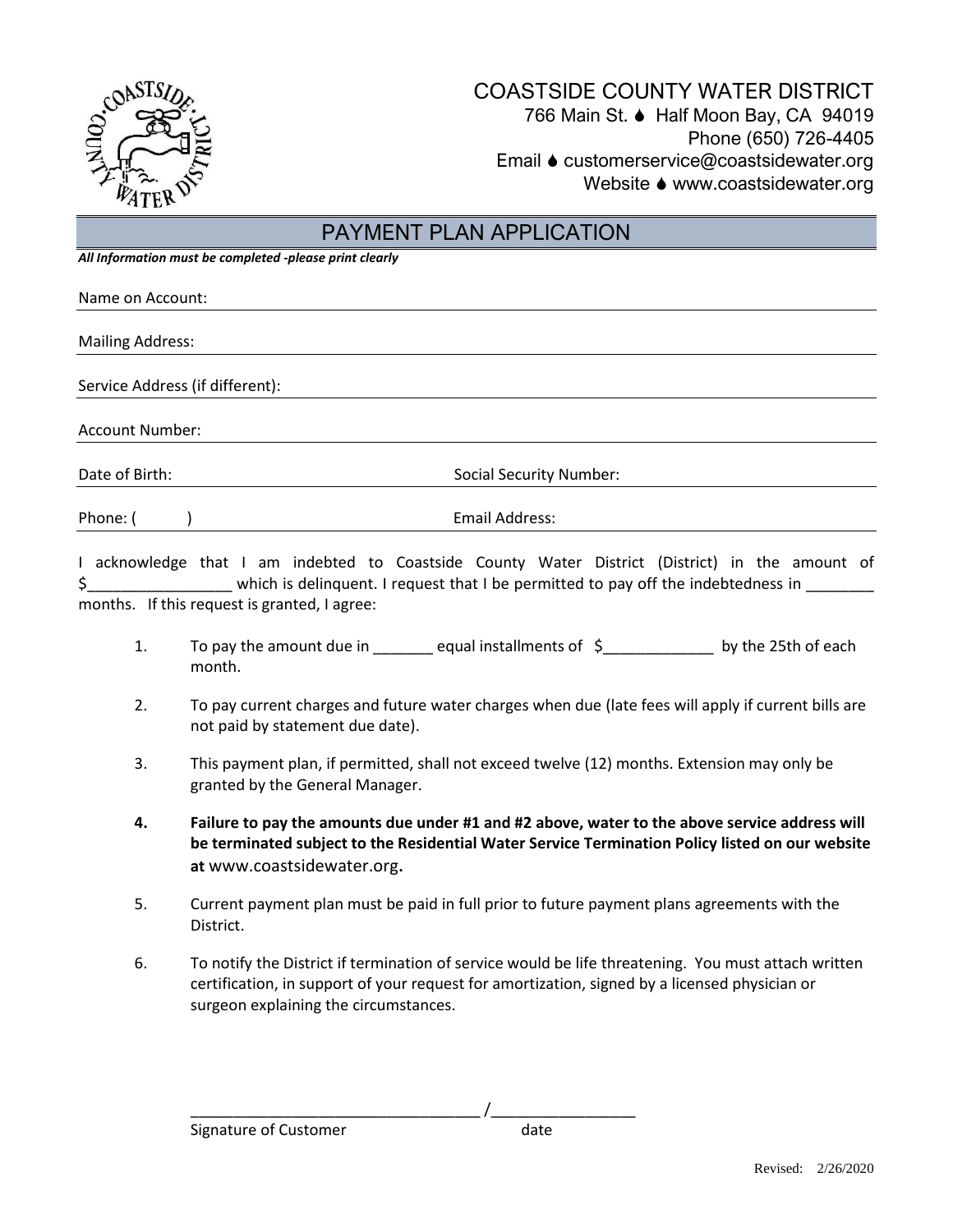COASTSIDE COUNTY WATER DISTRICT
766 Main St. ♦ Half Moon Bay, CA 94019
Phone (650) 726-4405
Email ♦ customerservice@coastsidewater.org
Website ♦ www.coastsidewater.org

# PAYMENT PLAN APPLICATION

***All Information must be completed -please print clearly***

Name on Account: ______________________________

Mailing Address: ______________________________

Service Address (if different): ______________________________

Account Number: ______________________________

Date of Birth: ______________________ Social Security Number: ______________________

Phone: ( ) ______________________ Email Address: ______________________

I acknowledge that I am indebted to Coastside County Water District (District) in the amount of $_________________ which is delinquent. I request that I be permitted to pay off the indebtedness in ________ months. If this request is granted, I agree:

1. To pay the amount due in _______ equal installments of $_____________ by the 25th of each month.
2. To pay current charges and future water charges when due (late fees will apply if current bills are not paid by statement due date).
3. This payment plan, if permitted, shall not exceed twelve (12) months. Extension may only be granted by the General Manager.
4. **Failure to pay the amounts due under #1 and #2 above, water to the above service address will be terminated subject to the Residential Water Service Termination Policy listed on our website at** www.coastsidewater.org**.**
5. Current payment plan must be paid in full prior to future payment plans agreements with the District.
6. To notify the District if termination of service would be life threatening. You must attach written certification, in support of your request for amortization, signed by a licensed physician or surgeon explaining the circumstances.

_________________________________ /________________
Signature of Customer date

Revised: 2/26/2020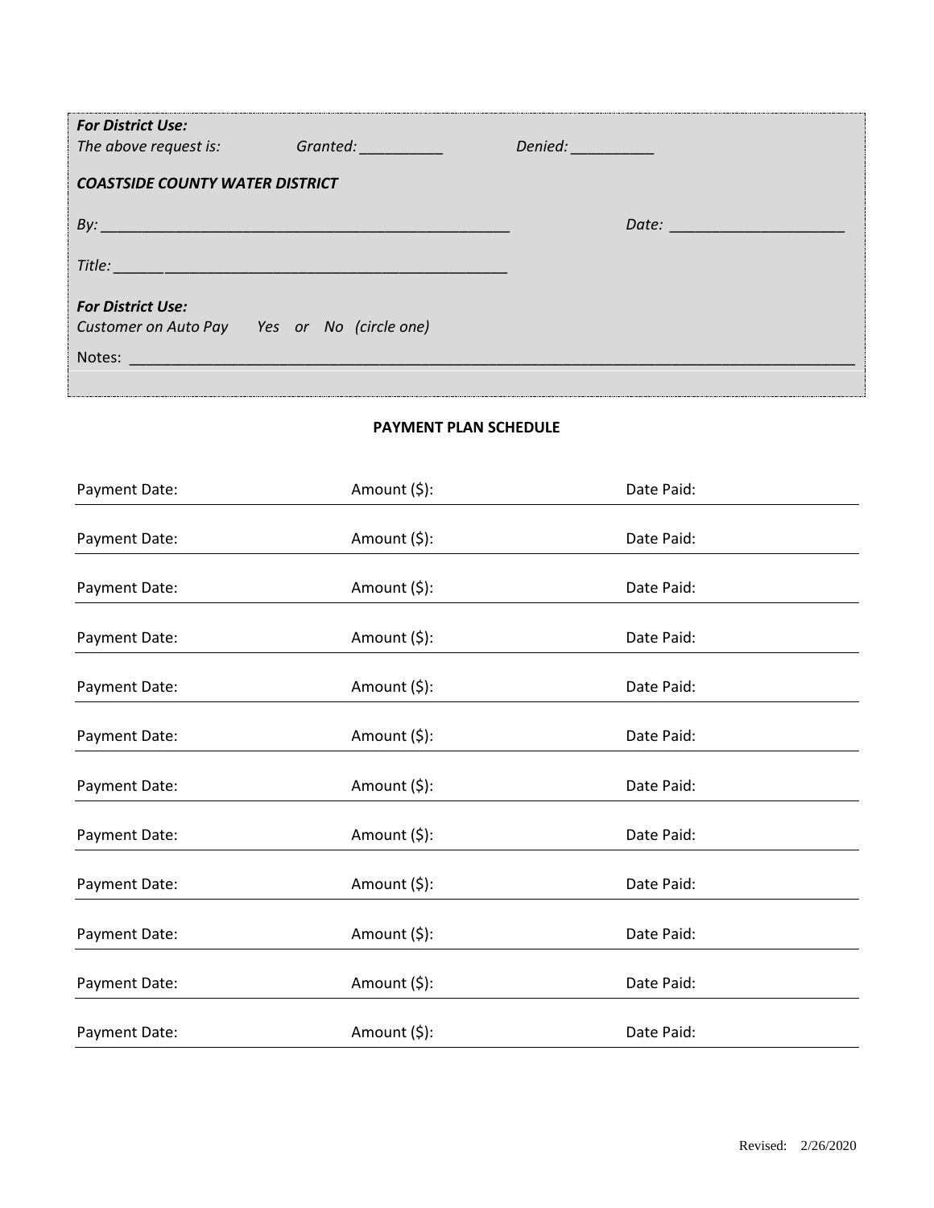***For District Use:***

*The above request is:* *Granted: __________* *Denied: __________*

***COASTSIDE COUNTY WATER DISTRICT***

*By: ________________________________________________* *Date: _____________________*

*Title: ______________________________________________*

***For District Use:***

*Customer on Auto Pay Yes or No (circle one)*

Notes: ____________________________________________________________________________________

**PAYMENT PLAN SCHEDULE**

| | | |
|---|---|---|
| Payment Date: | Amount ($): | Date Paid: |
| Payment Date: | Amount ($): | Date Paid: |
| Payment Date: | Amount ($): | Date Paid: |
| Payment Date: | Amount ($): | Date Paid: |
| Payment Date: | Amount ($): | Date Paid: |
| Payment Date: | Amount ($): | Date Paid: |
| Payment Date: | Amount ($): | Date Paid: |
| Payment Date: | Amount ($): | Date Paid: |
| Payment Date: | Amount ($): | Date Paid: |
| Payment Date: | Amount ($): | Date Paid: |
| Payment Date: | Amount ($): | Date Paid: |
| Payment Date: | Amount ($): | Date Paid: |

Revised: 2/26/2020